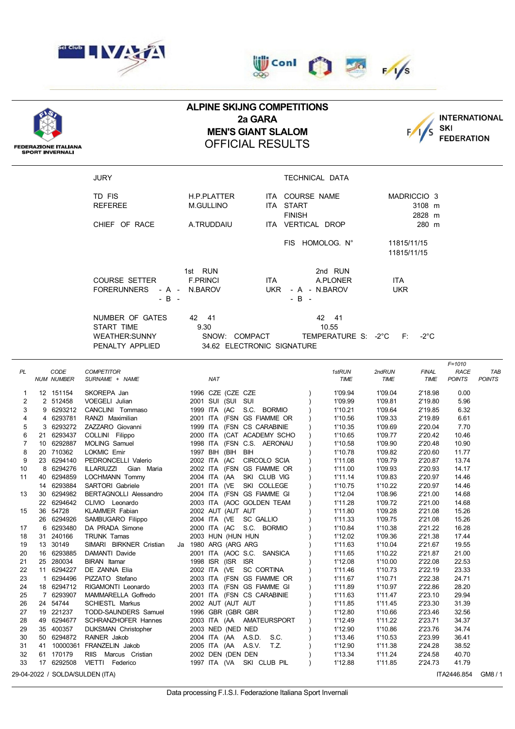Sci Club LIVATA

Coni · F/S

FEDERAZIONE ITALIANA SPORT INVERNALI

# ALPINE SKIJNG COMPETITIONS
## 2a GARA
## MEN'S GIANT SLALOM
## OFFICIAL RESULTS

INTERNATIONAL SKI FEDERATION

| JURY | | | TECHNICAL DATA | |
|---|---|---|---|---|
| TD FIS | H.P.PLATTER | ITA | COURSE NAME | MADRICCIO 3 |
| REFEREE | M.GULLINO | ITA | START | 3108 m |
| | | | FINISH | 2828 m |
| CHIEF OF RACE | A.TRUDDAIU | ITA | VERTICAL DROP | 280 m |
| | | | FIS HOMOLOG. N° | 11815/11/15 |
| | | | | 11815/11/15 |

| | 1st RUN | | 2nd RUN | |
|---|---|---|---|---|
| COURSE SETTER | F.PRINCI | ITA | A.PLONER | ITA |
| FORERUNNERS - A - | N.BAROV | UKR | - A - N.BAROV | UKR |
| - B - | | | - B - | |
| NUMBER OF GATES | 42 41 | | 42 41 | |
| START TIME | 9.30 | | 10.55 | |

WEATHER:SUNNY   SNOW: COMPACT   TEMPERATURE S: -2°C   F: -2°C

PENALTY APPLIED   34.62   ELECTRONIC SIGNATURE

| PL | NUM | CODE NUMBER | COMPETITOR SURNAME + NAME | NAT | 1stRUN TIME | 2ndRUN TIME | FINAL TIME | F=1010 RACE POINTS | TAB POINTS |
|---|---|---|---|---|---|---|---|---|---|
| 1 | 12 | 151154 | SKOREPA Jan | 1996 CZE (CZE CZE ) | 1'09.94 | 1'09.04 | 2'18.98 | 0.00 | |
| 2 | 2 | 512458 | VOEGELI Julian | 2001 SUI (SUI SUI ) | 1'09.99 | 1'09.81 | 2'19.80 | 5.96 | |
| 3 | 9 | 6293212 | CANCLINI Tommaso | 1999 ITA (AC S.C. BORMIO ) | 1'10.21 | 1'09.64 | 2'19.85 | 6.32 | |
| 4 | 4 | 6293781 | RANZI Maximilian | 2001 ITA (FSN GS FIAMME OR ) | 1'10.56 | 1'09.33 | 2'19.89 | 6.61 | |
| 5 | 3 | 6293272 | ZAZZARO Giovanni | 1999 ITA (FSN CS CARABINIE ) | 1'10.35 | 1'09.69 | 2'20.04 | 7.70 | |
| 6 | 21 | 6293437 | COLLINI Filippo | 2000 ITA (CAT ACADEMY SCHO ) | 1'10.65 | 1'09.77 | 2'20.42 | 10.46 | |
| 7 | 10 | 6292887 | MOLING Samuel | 1998 ITA (FSN C.S. AERONAU ) | 1'10.58 | 1'09.90 | 2'20.48 | 10.90 | |
| 8 | 20 | 710362 | LOKMIC Emir | 1997 BIH (BIH BIH ) | 1'10.78 | 1'09.82 | 2'20.60 | 11.77 | |
| 9 | 23 | 6294140 | PEDRONCELLI Valerio | 2002 ITA (AC CIRCOLO SCIA ) | 1'11.08 | 1'09.79 | 2'20.87 | 13.74 | |
| 10 | 8 | 6294276 | ILLARIUZZI Gian Maria | 2002 ITA (FSN GS FIAMME OR ) | 1'11.00 | 1'09.93 | 2'20.93 | 14.17 | |
| 11 | 40 | 6294859 | LOCHMANN Tommy | 2004 ITA (AA SKI CLUB VIG ) | 1'11.14 | 1'09.83 | 2'20.97 | 14.46 | |
| | 14 | 6293884 | SARTORI Gabriele | 2001 ITA (VE SKI COLLEGE ) | 1'10.75 | 1'10.22 | 2'20.97 | 14.46 | |
| 13 | 30 | 6294982 | BERTAGNOLLI Alessandro | 2004 ITA (FSN GS FIAMME GI ) | 1'12.04 | 1'08.96 | 2'21.00 | 14.68 | |
| | 22 | 6294642 | CLIVIO Leonardo | 2003 ITA (AOC GOLDEN TEAM ) | 1'11.28 | 1'09.72 | 2'21.00 | 14.68 | |
| 15 | 36 | 54728 | KLAMMER Fabian | 2002 AUT (AUT AUT ) | 1'11.80 | 1'09.28 | 2'21.08 | 15.26 | |
| | 26 | 6294926 | SAMBUGARO Filippo | 2004 ITA (VE SC GALLIO ) | 1'11.33 | 1'09.75 | 2'21.08 | 15.26 | |
| 17 | 6 | 6293480 | DA PRADA Simone | 2000 ITA (AC S.C. BORMIO ) | 1'10.84 | 1'10.38 | 2'21.22 | 16.28 | |
| 18 | 31 | 240166 | TRUNK Tamas | 2003 HUN (HUN HUN ) | 1'12.02 | 1'09.36 | 2'21.38 | 17.44 | |
| 19 | 13 | 30149 | SIMARI BIRKNER Cristian Ja | 1980 ARG (ARG ARG ) | 1'11.63 | 1'10.04 | 2'21.67 | 19.55 | |
| 20 | 16 | 6293885 | DAMANTI Davide | 2001 ITA (AOC S.C. SANSICA ) | 1'11.65 | 1'10.22 | 2'21.87 | 21.00 | |
| 21 | 25 | 280034 | BIRAN Itamar | 1998 ISR (ISR ISR ) | 1'12.08 | 1'10.00 | 2'22.08 | 22.53 | |
| 22 | 11 | 6294227 | DE ZANNA Elia | 2002 ITA (VE SC CORTINA ) | 1'11.46 | 1'10.73 | 2'22.19 | 23.33 | |
| 23 | 1 | 6294496 | PIZZATO Stefano | 2003 ITA (FSN GS FIAMME OR ) | 1'11.67 | 1'10.71 | 2'22.38 | 24.71 | |
| 24 | 18 | 6294712 | RIGAMONTI Leonardo | 2003 ITA (FSN GS FIAMME GI ) | 1'11.89 | 1'10.97 | 2'22.86 | 28.20 | |
| 25 | 7 | 6293907 | MAMMARELLA Goffredo | 2001 ITA (FSN CS CARABINIE ) | 1'11.63 | 1'11.47 | 2'23.10 | 29.94 | |
| 26 | 24 | 54744 | SCHIESTL Markus | 2002 AUT (AUT AUT ) | 1'11.85 | 1'11.45 | 2'23.30 | 31.39 | |
| 27 | 19 | 221237 | TODD-SAUNDERS Samuel | 1996 GBR (GBR GBR ) | 1'12.80 | 1'10.66 | 2'23.46 | 32.56 | |
| 28 | 49 | 6294677 | SCHRANZHOFER Hannes | 2003 ITA (AA AMATEURSPORT ) | 1'12.49 | 1'11.22 | 2'23.71 | 34.37 | |
| 29 | 35 | 400357 | DIJKSMAN Christopher | 2003 NED (NED NED ) | 1'12.90 | 1'10.86 | 2'23.76 | 34.74 | |
| 30 | 50 | 6294872 | RAINER Jakob | 2004 ITA (AA A.S.D. S.C. ) | 1'13.46 | 1'10.53 | 2'23.99 | 36.41 | |
| 31 | 41 | 10000361 | FRANZELIN Jakob | 2005 ITA (AA A.S.V. T.Z. ) | 1'12.90 | 1'11.38 | 2'24.28 | 38.52 | |
| 32 | 61 | 170179 | RIIS Marcus Cristian | 2002 DEN (DEN DEN ) | 1'13.34 | 1'11.24 | 2'24.58 | 40.70 | |
| 33 | 17 | 6292508 | VIETTI Federico | 1997 ITA (VA SKI CLUB PIL ) | 1'12.88 | 1'11.85 | 2'24.73 | 41.79 | |

29-04-2022 / SOLDA/SULDEN (ITA)   ITA2446.854   GM8 / 1

Data processing F.I.S.I. Federazione Italiana Sport Invernali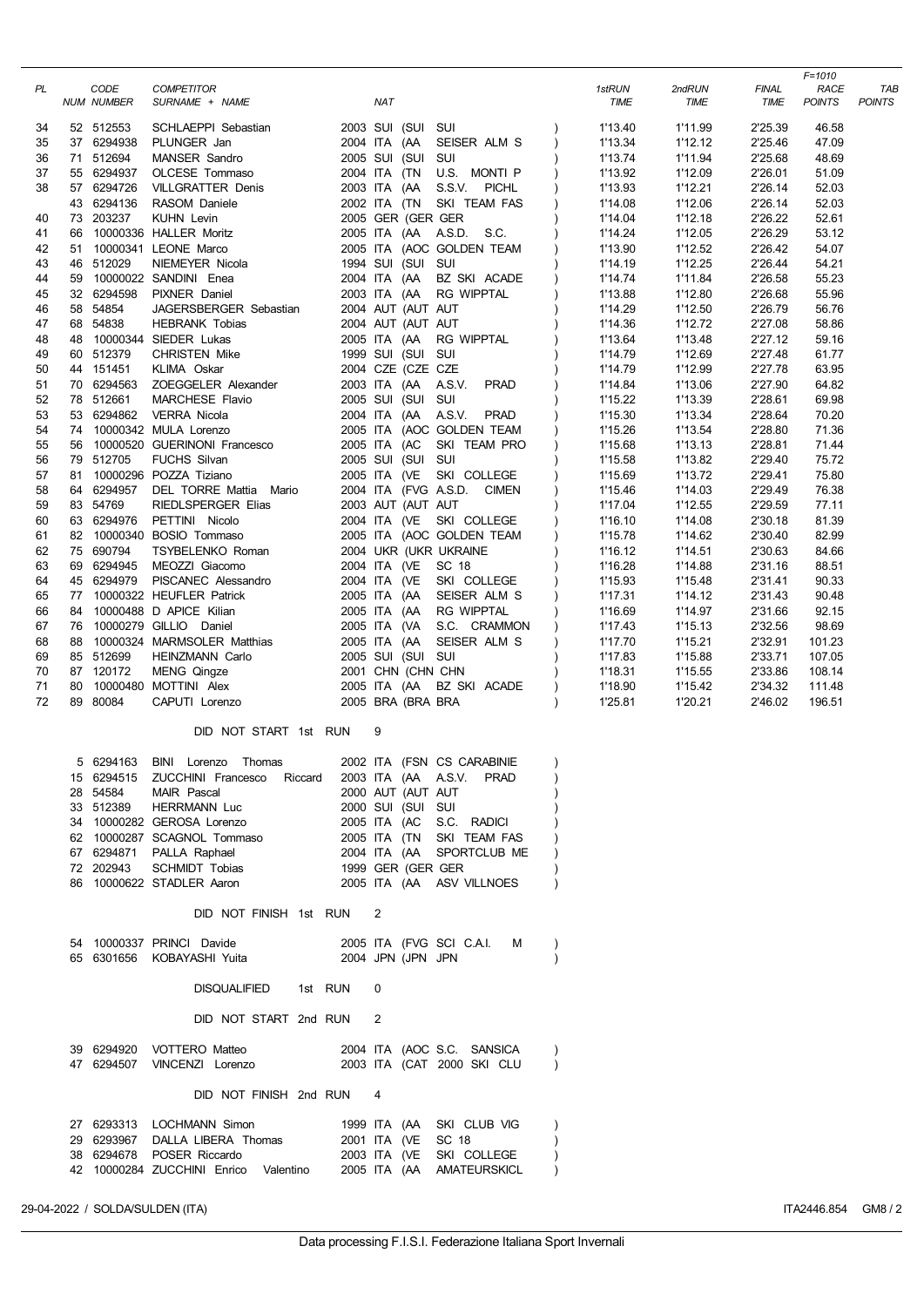| PL | NUM | CODE NUMBER | COMPETITOR SURNAME + NAME | NAT | | 1stRUN TIME | 2ndRUN TIME | FINAL TIME | F=1010 RACE POINTS | TAB POINTS |
|---|---|---|---|---|---|---|---|---|---|---|
| 34 | 52 | 512553 | SCHLAEPPI Sebastian | 2003 SUI (SUI SUI | ) | 1'13.40 | 1'11.99 | 2'25.39 | 46.58 | |
| 35 | 37 | 6294938 | PLUNGER Jan | 2004 ITA (AA SEISER ALM S | ) | 1'13.34 | 1'12.12 | 2'25.46 | 47.09 | |
| 36 | 71 | 512694 | MANSER Sandro | 2005 SUI (SUI SUI | ) | 1'13.74 | 1'11.94 | 2'25.68 | 48.69 | |
| 37 | 55 | 6294937 | OLCESE Tommaso | 2004 ITA (TN U.S. MONTI P | ) | 1'13.92 | 1'12.09 | 2'26.01 | 51.09 | |
| 38 | 57 | 6294726 | VILLGRATTER Denis | 2003 ITA (AA S.S.V. PICHL | ) | 1'13.93 | 1'12.21 | 2'26.14 | 52.03 | |
| | 43 | 6294136 | RASOM Daniele | 2002 ITA (TN SKI TEAM FAS | ) | 1'14.08 | 1'12.06 | 2'26.14 | 52.03 | |
| 40 | 73 | 203237 | KUHN Levin | 2005 GER (GER GER | ) | 1'14.04 | 1'12.18 | 2'26.22 | 52.61 | |
| 41 | 66 | 10000336 | HALLER Moritz | 2005 ITA (AA A.S.D. S.C. | ) | 1'14.24 | 1'12.05 | 2'26.29 | 53.12 | |
| 42 | 51 | 10000341 | LEONE Marco | 2005 ITA (AOC GOLDEN TEAM | ) | 1'13.90 | 1'12.52 | 2'26.42 | 54.07 | |
| 43 | 46 | 512029 | NIEMEYER Nicola | 1994 SUI (SUI SUI | ) | 1'14.19 | 1'12.25 | 2'26.44 | 54.21 | |
| 44 | 59 | 10000022 | SANDINI Enea | 2004 ITA (AA BZ SKI ACADE | ) | 1'14.74 | 1'11.84 | 2'26.58 | 55.23 | |
| 45 | 32 | 6294598 | PIXNER Daniel | 2003 ITA (AA RG WIPPTAL | ) | 1'13.88 | 1'12.80 | 2'26.68 | 55.96 | |
| 46 | 58 | 54854 | JAGERSBERGER Sebastian | 2004 AUT (AUT AUT | ) | 1'14.29 | 1'12.50 | 2'26.79 | 56.76 | |
| 47 | 68 | 54838 | HEBRANK Tobias | 2004 AUT (AUT AUT | ) | 1'14.36 | 1'12.72 | 2'27.08 | 58.86 | |
| 48 | 48 | 10000344 | SIEDER Lukas | 2005 ITA (AA RG WIPPTAL | ) | 1'13.64 | 1'13.48 | 2'27.12 | 59.16 | |
| 49 | 60 | 512379 | CHRISTEN Mike | 1999 SUI (SUI SUI | ) | 1'14.79 | 1'12.69 | 2'27.48 | 61.77 | |
| 50 | 44 | 151451 | KLIMA Oskar | 2004 CZE (CZE CZE | ) | 1'14.79 | 1'12.99 | 2'27.78 | 63.95 | |
| 51 | 70 | 6294563 | ZOEGGELER Alexander | 2003 ITA (AA A.S.V. PRAD | ) | 1'14.84 | 1'13.06 | 2'27.90 | 64.82 | |
| 52 | 78 | 512661 | MARCHESE Flavio | 2005 SUI (SUI SUI | ) | 1'15.22 | 1'13.39 | 2'28.61 | 69.98 | |
| 53 | 53 | 6294862 | VERRA Nicola | 2004 ITA (AA A.S.V. PRAD | ) | 1'15.30 | 1'13.34 | 2'28.64 | 70.20 | |
| 54 | 74 | 10000342 | MULA Lorenzo | 2005 ITA (AOC GOLDEN TEAM | ) | 1'15.26 | 1'13.54 | 2'28.80 | 71.36 | |
| 55 | 56 | 10000520 | GUERINONI Francesco | 2005 ITA (AC SKI TEAM PRO | ) | 1'15.68 | 1'13.13 | 2'28.81 | 71.44 | |
| 56 | 79 | 512705 | FUCHS Silvan | 2005 SUI (SUI SUI | ) | 1'15.58 | 1'13.82 | 2'29.40 | 75.72 | |
| 57 | 81 | 10000296 | POZZA Tiziano | 2005 ITA (VE SKI COLLEGE | ) | 1'15.69 | 1'13.72 | 2'29.41 | 75.80 | |
| 58 | 64 | 6294957 | DEL TORRE Mattia Mario | 2004 ITA (FVG A.S.D. CIMEN | ) | 1'15.46 | 1'14.03 | 2'29.49 | 76.38 | |
| 59 | 83 | 54769 | RIEDLSPERGER Elias | 2003 AUT (AUT AUT | ) | 1'17.04 | 1'12.55 | 2'29.59 | 77.11 | |
| 60 | 63 | 6294976 | PETTINI Nicolo | 2004 ITA (VE SKI COLLEGE | ) | 1'16.10 | 1'14.08 | 2'30.18 | 81.39 | |
| 61 | 82 | 10000340 | BOSIO Tommaso | 2005 ITA (AOC GOLDEN TEAM | ) | 1'15.78 | 1'14.62 | 2'30.40 | 82.99 | |
| 62 | 75 | 690794 | TSYBELENKO Roman | 2004 UKR (UKR UKRAINE | ) | 1'16.12 | 1'14.51 | 2'30.63 | 84.66 | |
| 63 | 69 | 6294945 | MEOZZI Giacomo | 2004 ITA (VE SC 18 | ) | 1'16.28 | 1'14.88 | 2'31.16 | 88.51 | |
| 64 | 45 | 6294979 | PISCANEC Alessandro | 2004 ITA (VE SKI COLLEGE | ) | 1'15.93 | 1'15.48 | 2'31.41 | 90.33 | |
| 65 | 77 | 10000322 | HEUFLER Patrick | 2005 ITA (AA SEISER ALM S | ) | 1'17.31 | 1'14.12 | 2'31.43 | 90.48 | |
| 66 | 84 | 10000488 | D APICE Kilian | 2005 ITA (AA RG WIPPTAL | ) | 1'16.69 | 1'14.97 | 2'31.66 | 92.15 | |
| 67 | 76 | 10000279 | GILLIO Daniel | 2005 ITA (VA S.C. CRAMMON | ) | 1'17.43 | 1'15.13 | 2'32.56 | 98.69 | |
| 68 | 88 | 10000324 | MARMSOLER Matthias | 2005 ITA (AA SEISER ALM S | ) | 1'17.70 | 1'15.21 | 2'32.91 | 101.23 | |
| 69 | 85 | 512699 | HEINZMANN Carlo | 2005 SUI (SUI SUI | ) | 1'17.83 | 1'15.88 | 2'33.71 | 107.05 | |
| 70 | 87 | 120172 | MENG Qingze | 2001 CHN (CHN CHN | ) | 1'18.31 | 1'15.55 | 2'33.86 | 108.14 | |
| 71 | 80 | 10000480 | MOTTINI Alex | 2005 ITA (AA BZ SKI ACADE | ) | 1'18.90 | 1'15.42 | 2'34.32 | 111.48 | |
| 72 | 89 | 80084 | CAPUTI Lorenzo | 2005 BRA (BRA BRA | ) | 1'25.81 | 1'20.21 | 2'46.02 | 196.51 | |

DID NOT START 1st RUN 9

| NUM | CODE | COMPETITOR | NAT | |
|---|---|---|---|---|
| 5 | 6294163 | BINI Lorenzo Thomas | 2002 ITA (FSN CS CARABINIE | ) |
| 15 | 6294515 | ZUCCHINI Francesco Riccard | 2003 ITA (AA A.S.V. PRAD | ) |
| 28 | 54584 | MAIR Pascal | 2000 AUT (AUT AUT | ) |
| 33 | 512389 | HERRMANN Luc | 2000 SUI (SUI SUI | ) |
| 34 | 10000282 | GEROSA Lorenzo | 2005 ITA (AC S.C. RADICI | ) |
| 62 | 10000287 | SCAGNOL Tommaso | 2005 ITA (TN SKI TEAM FAS | ) |
| 67 | 6294871 | PALLA Raphael | 2004 ITA (AA SPORTCLUB ME | ) |
| 72 | 202943 | SCHMIDT Tobias | 1999 GER (GER GER | ) |
| 86 | 10000622 | STADLER Aaron | 2005 ITA (AA ASV VILLNOES | ) |

DID NOT FINISH 1st RUN 2

| NUM | CODE | COMPETITOR | NAT | |
|---|---|---|---|---|
| 54 | 10000337 | PRINCI Davide | 2005 ITA (FVG SCI C.A.I. M | ) |
| 65 | 6301656 | KOBAYASHI Yuita | 2004 JPN (JPN JPN | ) |

DISQUALIFIED 1st RUN 0

DID NOT START 2nd RUN 2

| NUM | CODE | COMPETITOR | NAT | |
|---|---|---|---|---|
| 39 | 6294920 | VOTTERO Matteo | 2004 ITA (AOC S.C. SANSICA | ) |
| 47 | 6294507 | VINCENZI Lorenzo | 2003 ITA (CAT 2000 SKI CLU | ) |

DID NOT FINISH 2nd RUN 4

| NUM | CODE | COMPETITOR | NAT | |
|---|---|---|---|---|
| 27 | 6293313 | LOCHMANN Simon | 1999 ITA (AA SKI CLUB VIG | ) |
| 29 | 6293967 | DALLA LIBERA Thomas | 2001 ITA (VE SC 18 | ) |
| 38 | 6294678 | POSER Riccardo | 2003 ITA (VE SKI COLLEGE | ) |
| 42 | 10000284 | ZUCCHINI Enrico Valentino | 2005 ITA (AA AMATEURSKICL | ) |

29-04-2022 / SOLDA/SULDEN (ITA) ITA2446.854 GM8 / 2

Data processing F.I.S.I. Federazione Italiana Sport Invernali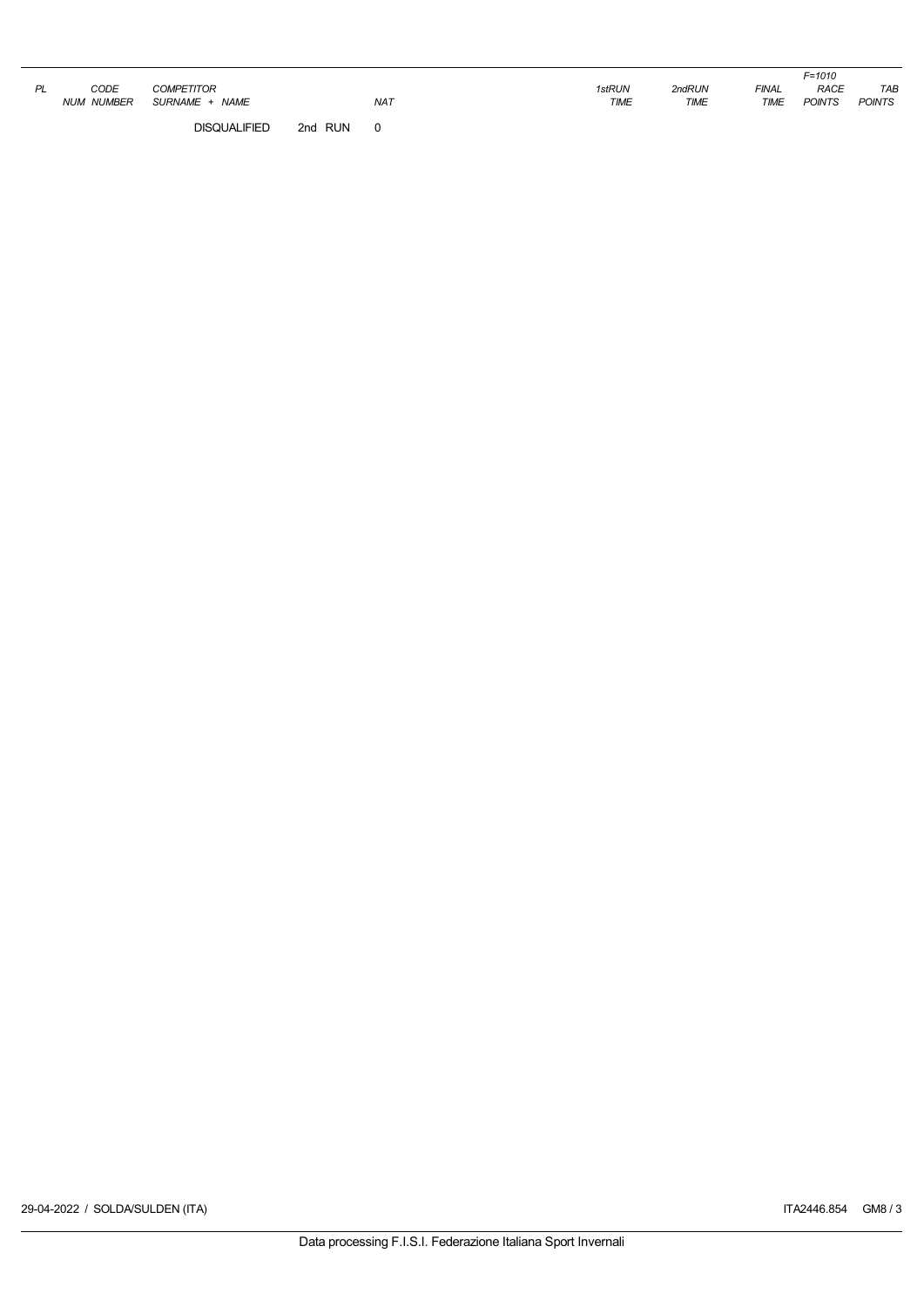| PL | CODE NUM NUMBER | COMPETITOR SURNAME + NAME | NAT | 1stRUN TIME | 2ndRUN TIME | FINAL TIME | F=1010 RACE POINTS | TAB POINTS |
|---|---|---|---|---|---|---|---|---|

DISQUALIFIED 2nd RUN 0

29-04-2022 / SOLDA/SULDEN (ITA)

ITA2446.854 GM8

Data processing F.I.S.I. Federazione Italiana Sport Invernali